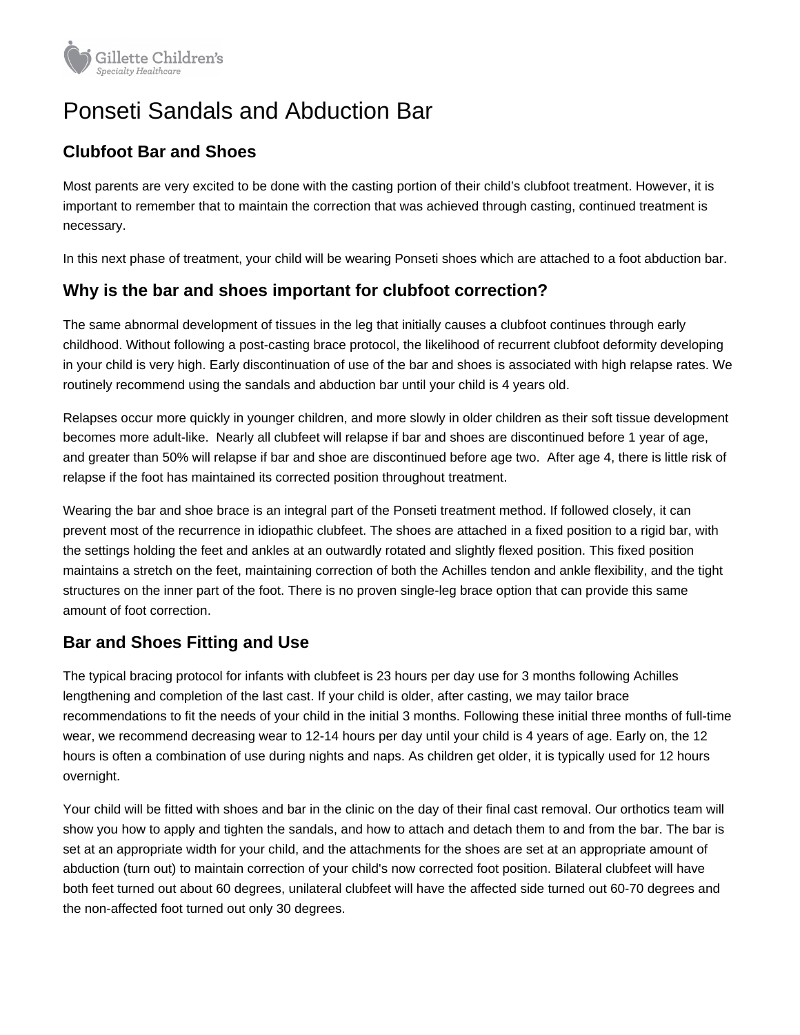Gillette Children's
Specialty Healthcare

# Ponseti Sandals and Abduction Bar

## Clubfoot Bar and Shoes

Most parents are very excited to be done with the casting portion of their child's clubfoot treatment. However, it is important to remember that to maintain the correction that was achieved through casting, continued treatment is necessary.

In this next phase of treatment, your child will be wearing Ponseti shoes which are attached to a foot abduction bar.

## Why is the bar and shoes important for clubfoot correction?

The same abnormal development of tissues in the leg that initially causes a clubfoot continues through early childhood. Without following a post-casting brace protocol, the likelihood of recurrent clubfoot deformity developing in your child is very high. Early discontinuation of use of the bar and shoes is associated with high relapse rates. We routinely recommend using the sandals and abduction bar until your child is 4 years old.

Relapses occur more quickly in younger children, and more slowly in older children as their soft tissue development becomes more adult-like. Nearly all clubfeet will relapse if bar and shoes are discontinued before 1 year of age, and greater than 50% will relapse if bar and shoe are discontinued before age two. After age 4, there is little risk of relapse if the foot has maintained its corrected position throughout treatment.

Wearing the bar and shoe brace is an integral part of the Ponseti treatment method. If followed closely, it can prevent most of the recurrence in idiopathic clubfeet. The shoes are attached in a fixed position to a rigid bar, with the settings holding the feet and ankles at an outwardly rotated and slightly flexed position. This fixed position maintains a stretch on the feet, maintaining correction of both the Achilles tendon and ankle flexibility, and the tight structures on the inner part of the foot. There is no proven single-leg brace option that can provide this same amount of foot correction.

## Bar and Shoes Fitting and Use

The typical bracing protocol for infants with clubfeet is 23 hours per day use for 3 months following Achilles lengthening and completion of the last cast. If your child is older, after casting, we may tailor brace recommendations to fit the needs of your child in the initial 3 months. Following these initial three months of full-time wear, we recommend decreasing wear to 12-14 hours per day until your child is 4 years of age. Early on, the 12 hours is often a combination of use during nights and naps. As children get older, it is typically used for 12 hours overnight.

Your child will be fitted with shoes and bar in the clinic on the day of their final cast removal. Our orthotics team will show you how to apply and tighten the sandals, and how to attach and detach them to and from the bar. The bar is set at an appropriate width for your child, and the attachments for the shoes are set at an appropriate amount of abduction (turn out) to maintain correction of your child's now corrected foot position. Bilateral clubfeet will have both feet turned out about 60 degrees, unilateral clubfeet will have the affected side turned out 60-70 degrees and the non-affected foot turned out only 30 degrees.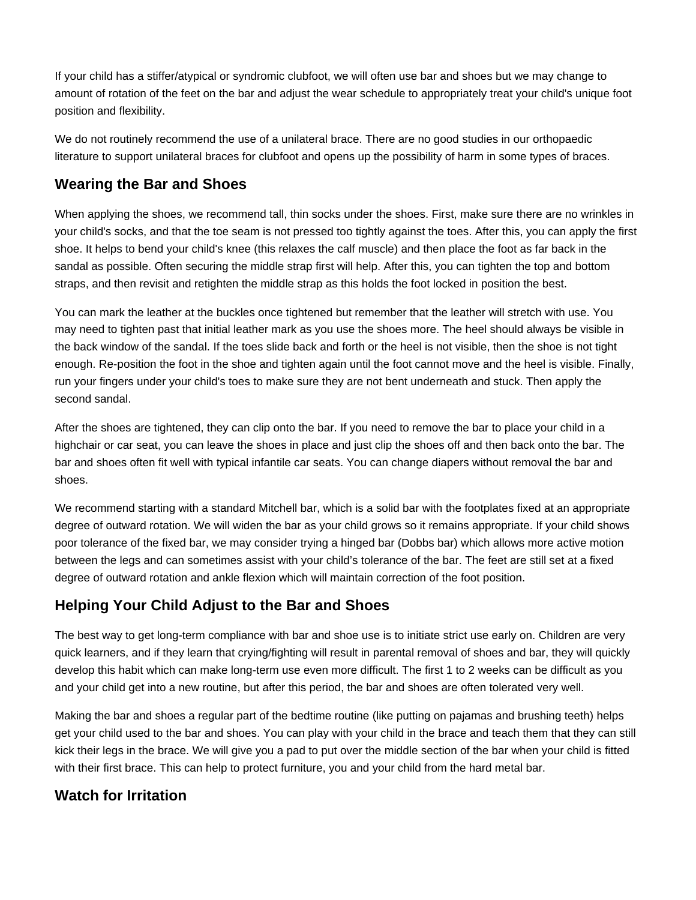If your child has a stiffer/atypical or syndromic clubfoot, we will often use bar and shoes but we may change to amount of rotation of the feet on the bar and adjust the wear schedule to appropriately treat your child's unique foot position and flexibility.

We do not routinely recommend the use of a unilateral brace. There are no good studies in our orthopaedic literature to support unilateral braces for clubfoot and opens up the possibility of harm in some types of braces.

## Wearing the Bar and Shoes

When applying the shoes, we recommend tall, thin socks under the shoes. First, make sure there are no wrinkles in your child's socks, and that the toe seam is not pressed too tightly against the toes. After this, you can apply the first shoe. It helps to bend your child's knee (this relaxes the calf muscle) and then place the foot as far back in the sandal as possible. Often securing the middle strap first will help. After this, you can tighten the top and bottom straps, and then revisit and retighten the middle strap as this holds the foot locked in position the best.

You can mark the leather at the buckles once tightened but remember that the leather will stretch with use. You may need to tighten past that initial leather mark as you use the shoes more. The heel should always be visible in the back window of the sandal. If the toes slide back and forth or the heel is not visible, then the shoe is not tight enough. Re-position the foot in the shoe and tighten again until the foot cannot move and the heel is visible. Finally, run your fingers under your child's toes to make sure they are not bent underneath and stuck. Then apply the second sandal.

After the shoes are tightened, they can clip onto the bar. If you need to remove the bar to place your child in a highchair or car seat, you can leave the shoes in place and just clip the shoes off and then back onto the bar. The bar and shoes often fit well with typical infantile car seats. You can change diapers without removal the bar and shoes.

We recommend starting with a standard Mitchell bar, which is a solid bar with the footplates fixed at an appropriate degree of outward rotation. We will widen the bar as your child grows so it remains appropriate. If your child shows poor tolerance of the fixed bar, we may consider trying a hinged bar (Dobbs bar) which allows more active motion between the legs and can sometimes assist with your child's tolerance of the bar. The feet are still set at a fixed degree of outward rotation and ankle flexion which will maintain correction of the foot position.

## Helping Your Child Adjust to the Bar and Shoes

The best way to get long-term compliance with bar and shoe use is to initiate strict use early on. Children are very quick learners, and if they learn that crying/fighting will result in parental removal of shoes and bar, they will quickly develop this habit which can make long-term use even more difficult. The first 1 to 2 weeks can be difficult as you and your child get into a new routine, but after this period, the bar and shoes are often tolerated very well.

Making the bar and shoes a regular part of the bedtime routine (like putting on pajamas and brushing teeth) helps get your child used to the bar and shoes. You can play with your child in the brace and teach them that they can still kick their legs in the brace. We will give you a pad to put over the middle section of the bar when your child is fitted with their first brace. This can help to protect furniture, you and your child from the hard metal bar.

## Watch for Irritation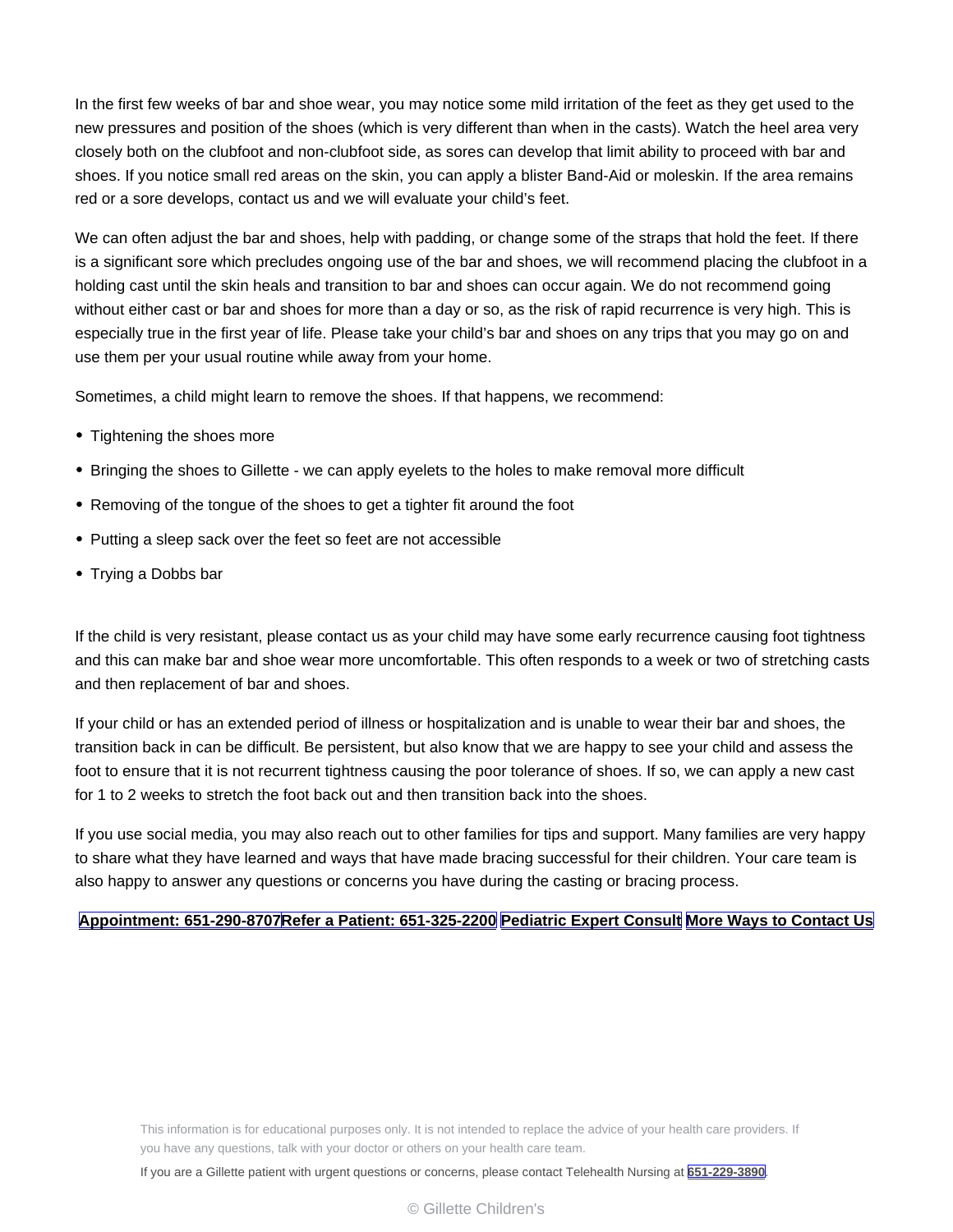In the first few weeks of bar and shoe wear, you may notice some mild irritation of the feet as they get used to the new pressures and position of the shoes (which is very different than when in the casts). Watch the heel area very closely both on the clubfoot and non-clubfoot side, as sores can develop that limit ability to proceed with bar and shoes. If you notice small red areas on the skin, you can apply a blister Band-Aid or moleskin. If the area remains red or a sore develops, contact us and we will evaluate your child's feet.

We can often adjust the bar and shoes, help with padding, or change some of the straps that hold the feet. If there is a significant sore which precludes ongoing use of the bar and shoes, we will recommend placing the clubfoot in a holding cast until the skin heals and transition to bar and shoes can occur again. We do not recommend going without either cast or bar and shoes for more than a day or so, as the risk of rapid recurrence is very high. This is especially true in the first year of life. Please take your child's bar and shoes on any trips that you may go on and use them per your usual routine while away from your home.

Sometimes, a child might learn to remove the shoes. If that happens, we recommend:

- Tightening the shoes more
- Bringing the shoes to Gillette - we can apply eyelets to the holes to make removal more difficult
- Removing of the tongue of the shoes to get a tighter fit around the foot
- Putting a sleep sack over the feet so feet are not accessible
- Trying a Dobbs bar

If the child is very resistant, please contact us as your child may have some early recurrence causing foot tightness and this can make bar and shoe wear more uncomfortable. This often responds to a week or two of stretching casts and then replacement of bar and shoes.

If your child or has an extended period of illness or hospitalization and is unable to wear their bar and shoes, the transition back in can be difficult. Be persistent, but also know that we are happy to see your child and assess the foot to ensure that it is not recurrent tightness causing the poor tolerance of shoes. If so, we can apply a new cast for 1 to 2 weeks to stretch the foot back out and then transition back into the shoes.

If you use social media, you may also reach out to other families for tips and support. Many families are very happy to share what they have learned and ways that have made bracing successful for their children. Your care team is also happy to answer any questions or concerns you have during the casting or bracing process.

**Appointment: 651-290-8707** **Refer a Patient: 651-325-2200** **Pediatric Expert Consult** **More Ways to Contact Us**

This information is for educational purposes only. It is not intended to replace the advice of your health care providers. If you have any questions, talk with your doctor or others on your health care team.

If you are a Gillette patient with urgent questions or concerns, please contact Telehealth Nursing at **651-229-3890**.

© Gillette Children's